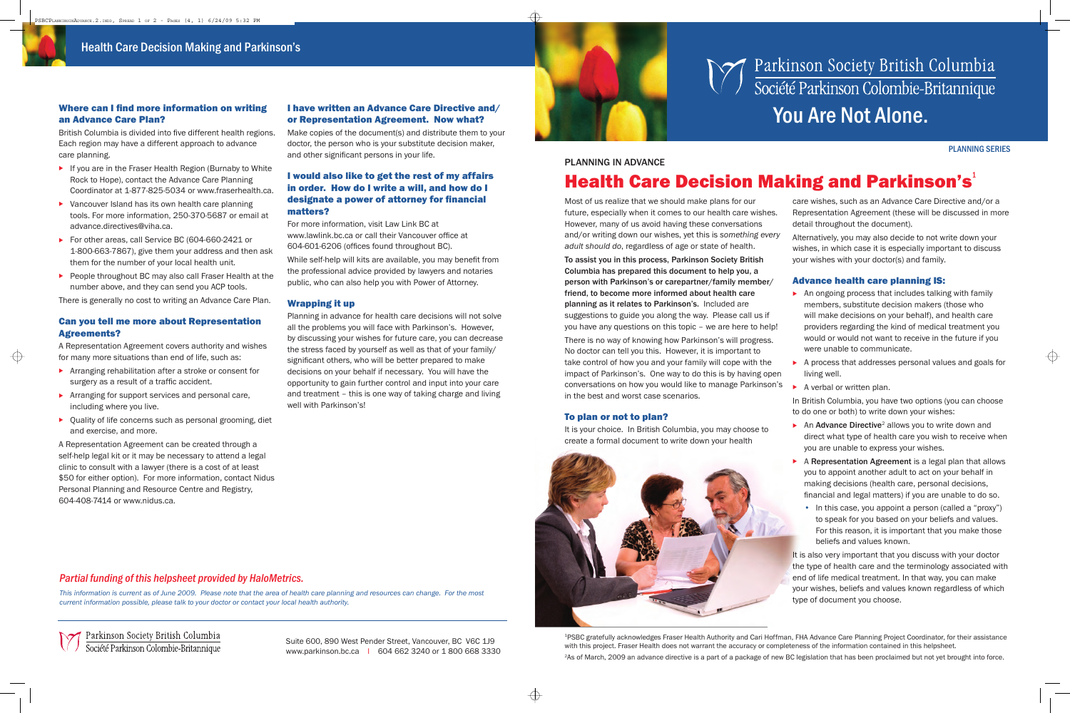Parkinson Society British Columbia
Société Parkinson Colombie-Britannique

You Are Not Alone.

PLANNING SERIES

PLANNING IN ADVANCE

# Health Care Decision Making and Parkinson's[1]

Most of us realize that we should make plans for our future, especially when it comes to our health care wishes. However, many of us avoid having these conversations and/or writing down our wishes, yet this is *something every adult should do*, regardless of age or state of health.

**To assist you in this process, Parkinson Society British Columbia has prepared this document to help you, a person with Parkinson's or carepartner/family member/friend, to become more informed about health care planning as it relates to Parkinson's.** Included are suggestions to guide you along the way. Please call us if you have any questions on this topic – we are here to help!

There is no way of knowing how Parkinson's will progress. No doctor can tell you this. However, it is important to take control of how you and your family will cope with the impact of Parkinson's. One way to do this is by having open conversations on how you would like to manage Parkinson's in the best and worst case scenarios.

### To plan or not to plan?

It is your choice. In British Columbia, you may choose to create a formal document to write down your health care wishes, such as an Advance Care Directive and/or a Representation Agreement (these will be discussed in more detail throughout the document).

Alternatively, you may also decide to not write down your wishes, in which case it is especially important to discuss your wishes with your doctor(s) and family.

### Advance health care planning IS:

- An ongoing process that includes talking with family members, substitute decision makers (those who will make decisions on your behalf), and health care providers regarding the kind of medical treatment you would or would not want to receive in the future if you were unable to communicate.
- A process that addresses personal values and goals for living well.
- A verbal or written plan.

In British Columbia, you have two options (you can choose to do one or both) to write down your wishes:

- An **Advance Directive**[2] allows you to write down and direct what type of health care you wish to receive when you are unable to express your wishes.
- A **Representation Agreement** is a legal plan that allows you to appoint another adult to act on your behalf in making decisions (health care, personal decisions, financial and legal matters) if you are unable to do so.
  - In this case, you appoint a person (called a "proxy") to speak for you based on your beliefs and values. For this reason, it is important that you make those beliefs and values known.

It is also very important that you discuss with your doctor the type of health care and the terminology associated with end of life medical treatment. In that way, you can make your wishes, beliefs and values known regardless of which type of document you choose.

[1]PSBC gratefully acknowledges Fraser Health Authority and Cari Hoffman, FHA Advance Care Planning Project Coordinator, for their assistance with this project. Fraser Health does not warrant the accuracy or completeness of the information contained in this helpsheet.

[2]As of March, 2009 an advance directive is a part of a package of new BC legislation that has been proclaimed but not yet brought into force.

### Where can I find more information on writing an Advance Care Plan?

British Columbia is divided into five different health regions. Each region may have a different approach to advance care planning.

- If you are in the Fraser Health Region (Burnaby to White Rock to Hope), contact the Advance Care Planning Coordinator at 1-877-825-5034 or www.fraserhealth.ca.
- Vancouver Island has its own health care planning tools. For more information, 250-370-5687 or email at advance.directives@viha.ca.
- For other areas, call Service BC (604-660-2421 or 1-800-663-7867), give them your address and then ask them for the number of your local health unit.
- People throughout BC may also call Fraser Health at the number above, and they can send you ACP tools.

There is generally no cost to writing an Advance Care Plan.

### Can you tell me more about Representation Agreements?

A Representation Agreement covers authority and wishes for many more situations than end of life, such as:

- Arranging rehabilitation after a stroke or consent for surgery as a result of a traffic accident.
- Arranging for support services and personal care, including where you live.
- Quality of life concerns such as personal grooming, diet and exercise, and more.

A Representation Agreement can be created through a self-help legal kit or it may be necessary to attend a legal clinic to consult with a lawyer (there is a cost of at least $50 for either option). For more information, contact Nidus Personal Planning and Resource Centre and Registry, 604-408-7414 or www.nidus.ca.

### I have written an Advance Care Directive and/or Representation Agreement. Now what?

Make copies of the document(s) and distribute them to your doctor, the person who is your substitute decision maker, and other significant persons in your life.

### I would also like to get the rest of my affairs in order. How do I write a will, and how do I designate a power of attorney for financial matters?

For more information, visit Law Link BC at www.lawlink.bc.ca or call their Vancouver office at 604-601-6206 (offices found throughout BC).

While self-help will kits are available, you may benefit from the professional advice provided by lawyers and notaries public, who can also help you with Power of Attorney.

### Wrapping it up

Planning in advance for health care decisions will not solve all the problems you will face with Parkinson's. However, by discussing your wishes for future care, you can decrease the stress faced by yourself as well as that of your family/significant others, who will be better prepared to make decisions on your behalf if necessary. You will have the opportunity to gain further control and input into your care and treatment – this is one way of taking charge and living well with Parkinson's!

*Partial funding of this helpsheet provided by HaloMetrics.*

*This information is current as of June 2009. Please note that the area of health care planning and resources can change. For the most current information possible, please talk to your doctor or contact your local health authority.*

Parkinson Society British Columbia
Société Parkinson Colombie-Britannique

Suite 600, 890 West Pender Street, Vancouver, BC V6C 1J9
www.parkinson.bc.ca | 604 662 3240 or 1 800 668 3330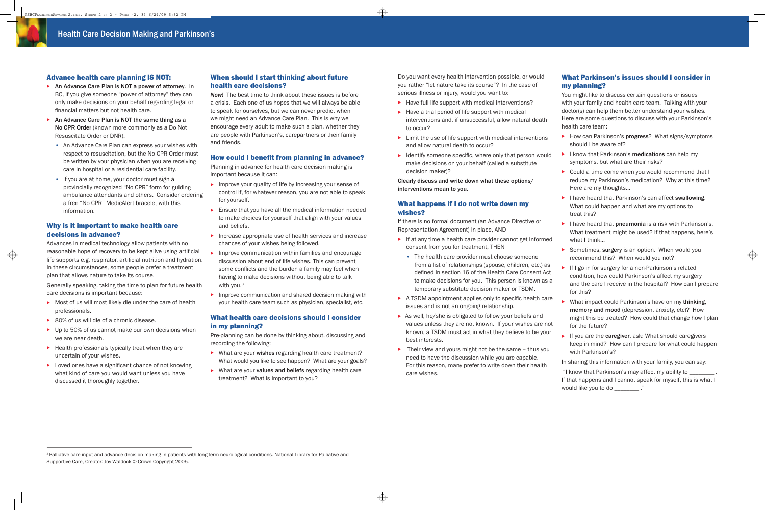# Health Care Decision Making and Parkinson's

### Advance health care planning IS NOT:

- **An Advance Care Plan is NOT a power of attorney.** In BC, if you give someone "power of attorney" they can only make decisions on your behalf regarding legal or financial matters but not health care.
- **An Advance Care Plan is NOT the same thing as a No CPR Order** (known more commonly as a Do Not Resuscitate Order or DNR).
  - An Advance Care Plan can express your wishes with respect to resuscitation, but the No CPR Order must be written by your physician when you are receiving care in hospital or a residential care facility.
  - If you are at home, your doctor must sign a provincially recognized "No CPR" form for guiding ambulance attendants and others. Consider ordering a free "No CPR" MedicAlert bracelet with this information.

### Why is it important to make health care decisions in advance?

Advances in medical technology allow patients with no reasonable hope of recovery to be kept alive using artificial life supports e.g. respirator, artificial nutrition and hydration. In these circumstances, some people prefer a treatment plan that allows nature to take its course.

Generally speaking, taking the time to plan for future health care decisions is important because:

- Most of us will most likely die under the care of health professionals.
- 80% of us will die of a chronic disease.
- Up to 50% of us cannot make our own decisions when we are near death.
- Health professionals typically treat when they are uncertain of your wishes.
- Loved ones have a significant chance of not knowing what kind of care you would want unless you have discussed it thoroughly together.

### When should I start thinking about future health care decisions?

*Now!* The best time to think about these issues is before a crisis. Each one of us hopes that we will always be able to speak for ourselves, but we can never predict when we might need an Advance Care Plan. This is why we encourage every adult to make such a plan, whether they are people with Parkinson's, carepartners or their family and friends.

### How could I benefit from planning in advance?

Planning in advance for health care decision making is important because it can:

- Improve your quality of life by increasing your sense of control if, for whatever reason, you are not able to speak for yourself.
- Ensure that you have all the medical information needed to make choices for yourself that align with your values and beliefs.
- Increase appropriate use of health services and increase chances of your wishes being followed.
- Improve communication within families and encourage discussion about end of life wishes. This can prevent some conflicts and the burden a family may feel when having to make decisions without being able to talk with you.[3]
- Improve communication and shared decision making with your health care team such as physician, specialist, etc.

### What health care decisions should I consider in my planning?

Pre-planning can be done by thinking about, discussing and recording the following:

- What are your **wishes** regarding health care treatment? What would you like to see happen? What are your goals?
- What are your **values and beliefs** regarding health care treatment? What is important to you?

Do you want every health intervention possible, or would you rather "let nature take its course"? In the case of serious illness or injury, would you want to:

- Have full life support with medical interventions?
- Have a trial period of life support with medical interventions and, if unsuccessful, allow natural death to occur?
- Limit the use of life support with medical interventions and allow natural death to occur?
- Identify someone specific, where only that person would make decisions on your behalf (called a substitute decision maker)?

**Clearly discuss and write down what these options/interventions mean to you.**

### What happens if I do not write down my wishes?

If there is no formal document (an Advance Directive or Representation Agreement) in place, AND

- If at any time a health care provider cannot get informed consent from you for treatment, THEN
  - The health care provider must choose someone from a list of relationships (spouse, children, etc.) as defined in section 16 of the Health Care Consent Act to make decisions for you. This person is known as a temporary substitute decision maker or TSDM.
- A TSDM appointment applies only to specific health care issues and is not an ongoing relationship.
- As well, he/she is obligated to follow your beliefs and values unless they are not known. If your wishes are not known, a TSDM must act in what they believe to be your best interests.
- Their view and yours might not be the same – thus you need to have the discussion while you are capable. For this reason, many prefer to write down their health care wishes.

### What Parkinson's issues should I consider in my planning?

You might like to discuss certain questions or issues with your family and health care team. Talking with your doctor(s) can help them better understand your wishes. Here are some questions to discuss with your Parkinson's health care team:

- How can Parkinson's **progress**? What signs/symptoms should I be aware of?
- I know that Parkinson's **medications** can help my symptoms, but what are their risks?
- Could a time come when you would recommend that I reduce my Parkinson's medication? Why at this time? Here are my thoughts...
- I have heard that Parkinson's can affect **swallowing**. What could happen and what are my options to treat this?
- I have heard that **pneumonia** is a risk with Parkinson's. What treatment might be used? If that happens, here's what I think...
- Sometimes, **surgery** is an option. When would you recommend this? When would you not?
- If I go in for surgery for a non-Parkinson's related condition, how could Parkinson's affect my surgery and the care I receive in the hospital? How can I prepare for this?
- What impact could Parkinson's have on my **thinking, memory and mood** (depression, anxiety, etc)? How might this be treated? How could that change how I plan for the future?
- If you are the **caregiver**, ask: What should caregivers keep in mind? How can I prepare for what could happen with Parkinson's?

In sharing this information with your family, you can say:

"I know that Parkinson's may affect my ability to ________ . If that happens and I cannot speak for myself, this is what I would like you to do ________ ."

---

[3] Palliative care input and advance decision making in patients with long-term neurological conditions. National Library for Palliative and Supportive Care, Creator: Joy Waldock © Crown Copyright 2005.